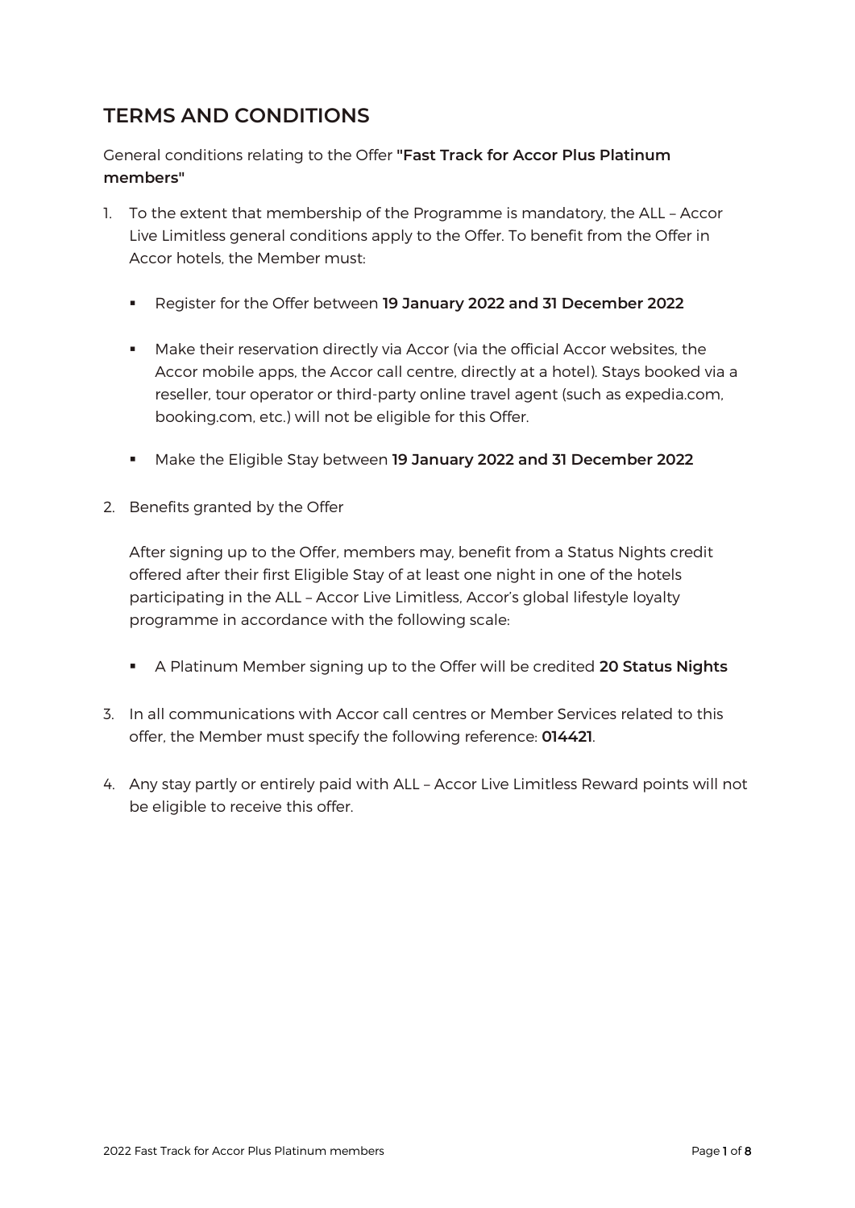## TERMS AND CONDITIONS

General conditions relating to the Offer **"Fast Track for Accor Plus Platinum members"**

1. To the extent that membership of the Programme is mandatory, the ALL – Accor Live Limitless general conditions apply to the Offer. To benefit from the Offer in Accor hotels, the Member must:

   - Register for the Offer between **19 January 2022 and 31 December 2022**
   - Make their reservation directly via Accor (via the official Accor websites, the Accor mobile apps, the Accor call centre, directly at a hotel). Stays booked via a reseller, tour operator or third-party online travel agent (such as expedia.com, booking.com, etc.) will not be eligible for this Offer.
   - Make the Eligible Stay between **19 January 2022 and 31 December 2022**

2. Benefits granted by the Offer

   After signing up to the Offer, members may, benefit from a Status Nights credit offered after their first Eligible Stay of at least one night in one of the hotels participating in the ALL – Accor Live Limitless, Accor's global lifestyle loyalty programme in accordance with the following scale:

   - A Platinum Member signing up to the Offer will be credited **20 Status Nights**

3. In all communications with Accor call centres or Member Services related to this offer, the Member must specify the following reference: **014421**.

4. Any stay partly or entirely paid with ALL – Accor Live Limitless Reward points will not be eligible to receive this offer.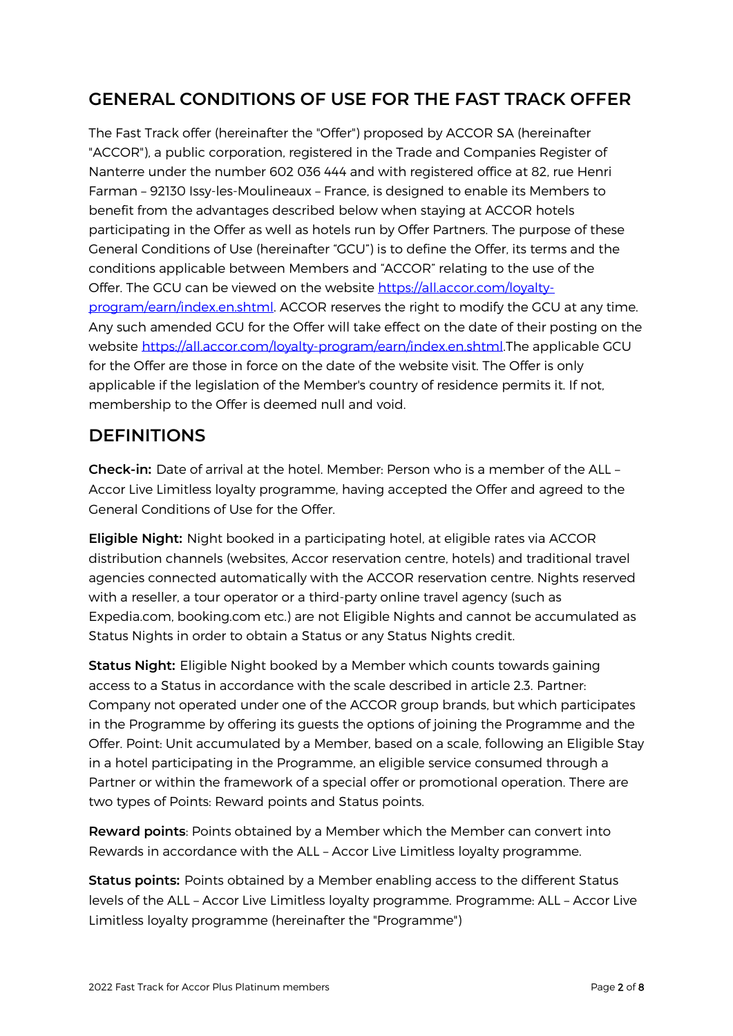## GENERAL CONDITIONS OF USE FOR THE FAST TRACK OFFER

The Fast Track offer (hereinafter the "Offer") proposed by ACCOR SA (hereinafter "ACCOR"), a public corporation, registered in the Trade and Companies Register of Nanterre under the number 602 036 444 and with registered office at 82, rue Henri Farman – 92130 Issy-les-Moulineaux – France, is designed to enable its Members to benefit from the advantages described below when staying at ACCOR hotels participating in the Offer as well as hotels run by Offer Partners. The purpose of these General Conditions of Use (hereinafter "GCU") is to define the Offer, its terms and the conditions applicable between Members and "ACCOR" relating to the use of the Offer. The GCU can be viewed on the website [https://all.accor.com/loyalty-program/earn/index.en.shtml](https://all.accor.com/loyalty-program/earn/index.en.shtml). ACCOR reserves the right to modify the GCU at any time. Any such amended GCU for the Offer will take effect on the date of their posting on the website [https://all.accor.com/loyalty-program/earn/index.en.shtml](https://all.accor.com/loyalty-program/earn/index.en.shtml).The applicable GCU for the Offer are those in force on the date of the website visit. The Offer is only applicable if the legislation of the Member's country of residence permits it. If not, membership to the Offer is deemed null and void.

## DEFINITIONS

**Check-in:** Date of arrival at the hotel. Member: Person who is a member of the ALL – Accor Live Limitless loyalty programme, having accepted the Offer and agreed to the General Conditions of Use for the Offer.

**Eligible Night:** Night booked in a participating hotel, at eligible rates via ACCOR distribution channels (websites, Accor reservation centre, hotels) and traditional travel agencies connected automatically with the ACCOR reservation centre. Nights reserved with a reseller, a tour operator or a third-party online travel agency (such as Expedia.com, booking.com etc.) are not Eligible Nights and cannot be accumulated as Status Nights in order to obtain a Status or any Status Nights credit.

**Status Night:** Eligible Night booked by a Member which counts towards gaining access to a Status in accordance with the scale described in article 2.3. Partner: Company not operated under one of the ACCOR group brands, but which participates in the Programme by offering its guests the options of joining the Programme and the Offer. Point: Unit accumulated by a Member, based on a scale, following an Eligible Stay in a hotel participating in the Programme, an eligible service consumed through a Partner or within the framework of a special offer or promotional operation. There are two types of Points: Reward points and Status points.

**Reward points**: Points obtained by a Member which the Member can convert into Rewards in accordance with the ALL – Accor Live Limitless loyalty programme.

**Status points:** Points obtained by a Member enabling access to the different Status levels of the ALL – Accor Live Limitless loyalty programme. Programme: ALL – Accor Live Limitless loyalty programme (hereinafter the "Programme")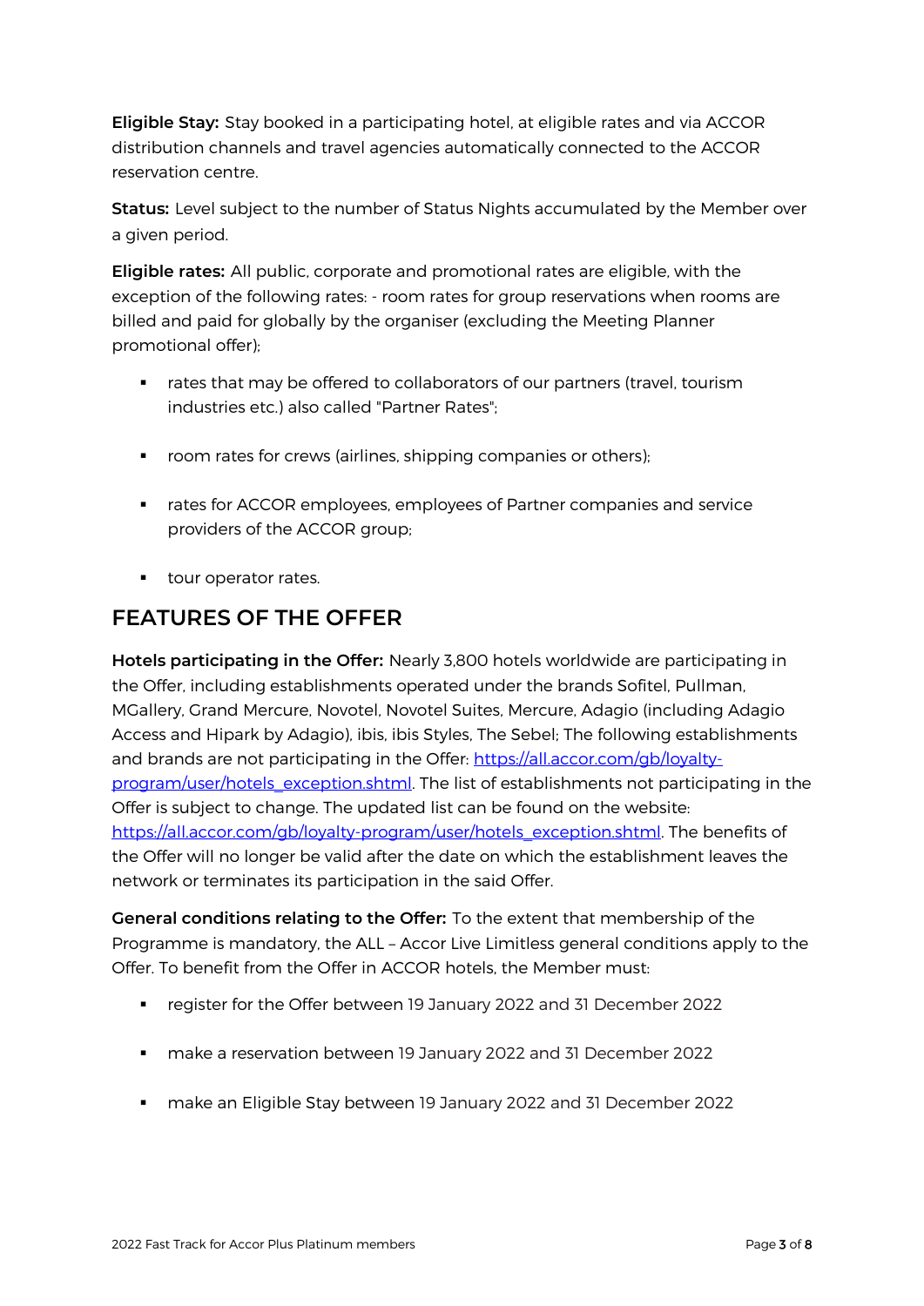**Eligible Stay:** Stay booked in a participating hotel, at eligible rates and via ACCOR distribution channels and travel agencies automatically connected to the ACCOR reservation centre.

**Status:** Level subject to the number of Status Nights accumulated by the Member over a given period.

**Eligible rates:** All public, corporate and promotional rates are eligible, with the exception of the following rates: - room rates for group reservations when rooms are billed and paid for globally by the organiser (excluding the Meeting Planner promotional offer);

- rates that may be offered to collaborators of our partners (travel, tourism industries etc.) also called "Partner Rates";
- room rates for crews (airlines, shipping companies or others);
- rates for ACCOR employees, employees of Partner companies and service providers of the ACCOR group;
- tour operator rates.

## FEATURES OF THE OFFER

**Hotels participating in the Offer:** Nearly 3,800 hotels worldwide are participating in the Offer, including establishments operated under the brands Sofitel, Pullman, MGallery, Grand Mercure, Novotel, Novotel Suites, Mercure, Adagio (including Adagio Access and Hipark by Adagio), ibis, ibis Styles, The Sebel; The following establishments and brands are not participating in the Offer: https://all.accor.com/gb/loyalty-program/user/hotels_exception.shtml. The list of establishments not participating in the Offer is subject to change. The updated list can be found on the website: https://all.accor.com/gb/loyalty-program/user/hotels_exception.shtml. The benefits of the Offer will no longer be valid after the date on which the establishment leaves the network or terminates its participation in the said Offer.

**General conditions relating to the Offer:** To the extent that membership of the Programme is mandatory, the ALL – Accor Live Limitless general conditions apply to the Offer. To benefit from the Offer in ACCOR hotels, the Member must:

- register for the Offer between 19 January 2022 and 31 December 2022
- make a reservation between 19 January 2022 and 31 December 2022
- make an Eligible Stay between 19 January 2022 and 31 December 2022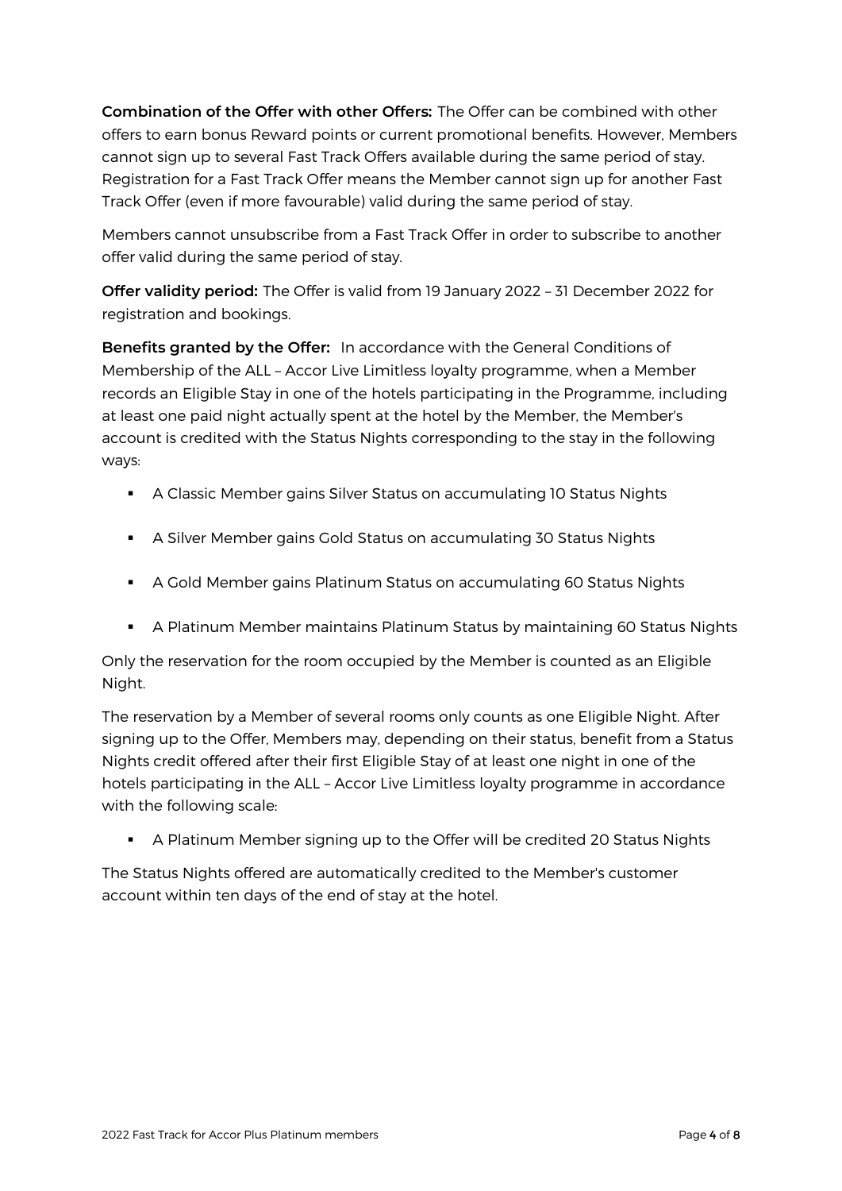**Combination of the Offer with other Offers:** The Offer can be combined with other offers to earn bonus Reward points or current promotional benefits. However, Members cannot sign up to several Fast Track Offers available during the same period of stay. Registration for a Fast Track Offer means the Member cannot sign up for another Fast Track Offer (even if more favourable) valid during the same period of stay.

Members cannot unsubscribe from a Fast Track Offer in order to subscribe to another offer valid during the same period of stay.

**Offer validity period:** The Offer is valid from 19 January 2022 – 31 December 2022 for registration and bookings.

**Benefits granted by the Offer:** In accordance with the General Conditions of Membership of the ALL – Accor Live Limitless loyalty programme, when a Member records an Eligible Stay in one of the hotels participating in the Programme, including at least one paid night actually spent at the hotel by the Member, the Member's account is credited with the Status Nights corresponding to the stay in the following ways:

- A Classic Member gains Silver Status on accumulating 10 Status Nights
- A Silver Member gains Gold Status on accumulating 30 Status Nights
- A Gold Member gains Platinum Status on accumulating 60 Status Nights
- A Platinum Member maintains Platinum Status by maintaining 60 Status Nights

Only the reservation for the room occupied by the Member is counted as an Eligible Night.

The reservation by a Member of several rooms only counts as one Eligible Night. After signing up to the Offer, Members may, depending on their status, benefit from a Status Nights credit offered after their first Eligible Stay of at least one night in one of the hotels participating in the ALL – Accor Live Limitless loyalty programme in accordance with the following scale:

- A Platinum Member signing up to the Offer will be credited 20 Status Nights

The Status Nights offered are automatically credited to the Member's customer account within ten days of the end of stay at the hotel.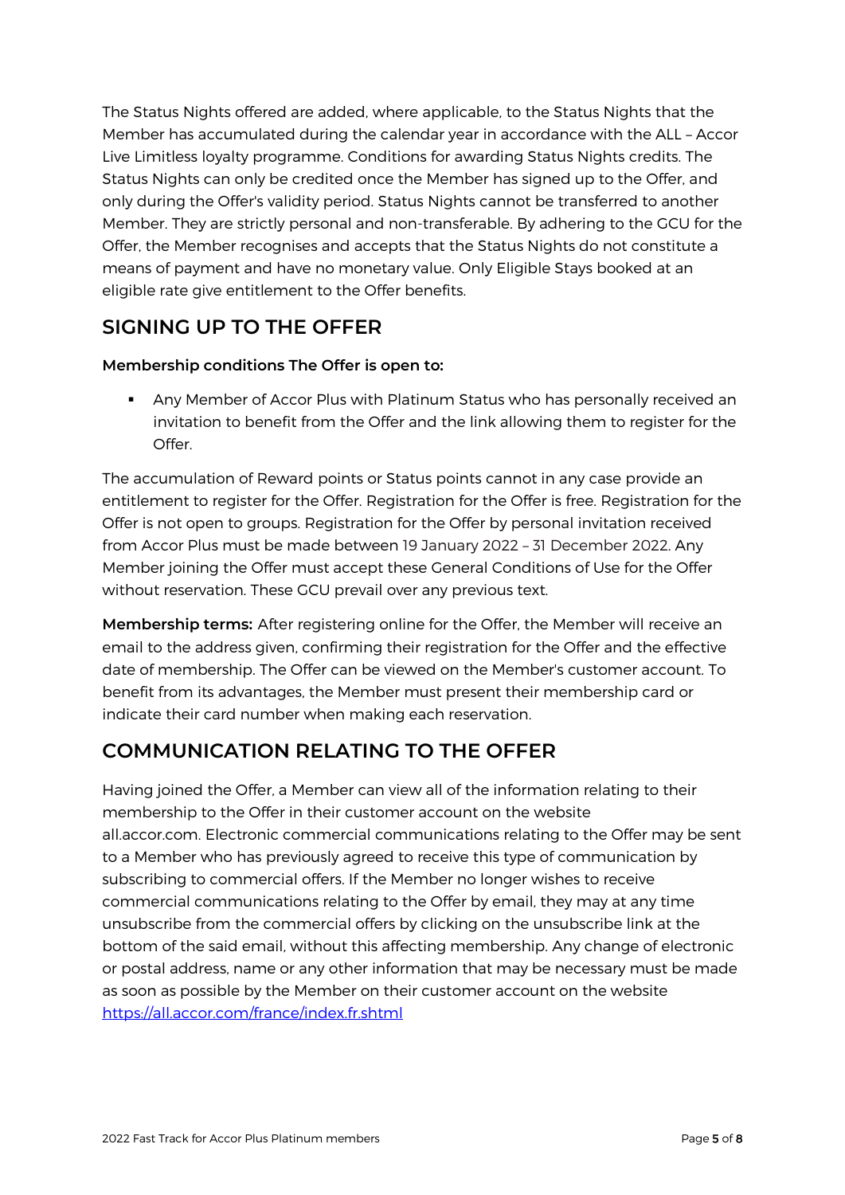The Status Nights offered are added, where applicable, to the Status Nights that the Member has accumulated during the calendar year in accordance with the ALL – Accor Live Limitless loyalty programme. Conditions for awarding Status Nights credits. The Status Nights can only be credited once the Member has signed up to the Offer, and only during the Offer's validity period. Status Nights cannot be transferred to another Member. They are strictly personal and non-transferable. By adhering to the GCU for the Offer, the Member recognises and accepts that the Status Nights do not constitute a means of payment and have no monetary value. Only Eligible Stays booked at an eligible rate give entitlement to the Offer benefits.

## SIGNING UP TO THE OFFER

**Membership conditions The Offer is open to:**

- Any Member of Accor Plus with Platinum Status who has personally received an invitation to benefit from the Offer and the link allowing them to register for the Offer.

The accumulation of Reward points or Status points cannot in any case provide an entitlement to register for the Offer. Registration for the Offer is free. Registration for the Offer is not open to groups. Registration for the Offer by personal invitation received from Accor Plus must be made between 19 January 2022 – 31 December 2022. Any Member joining the Offer must accept these General Conditions of Use for the Offer without reservation. These GCU prevail over any previous text.

**Membership terms:** After registering online for the Offer, the Member will receive an email to the address given, confirming their registration for the Offer and the effective date of membership. The Offer can be viewed on the Member's customer account. To benefit from its advantages, the Member must present their membership card or indicate their card number when making each reservation.

## COMMUNICATION RELATING TO THE OFFER

Having joined the Offer, a Member can view all of the information relating to their membership to the Offer in their customer account on the website all.accor.com. Electronic commercial communications relating to the Offer may be sent to a Member who has previously agreed to receive this type of communication by subscribing to commercial offers. If the Member no longer wishes to receive commercial communications relating to the Offer by email, they may at any time unsubscribe from the commercial offers by clicking on the unsubscribe link at the bottom of the said email, without this affecting membership. Any change of electronic or postal address, name or any other information that may be necessary must be made as soon as possible by the Member on their customer account on the website [https://all.accor.com/france/index.fr.shtml](https://all.accor.com/france/index.fr.shtml)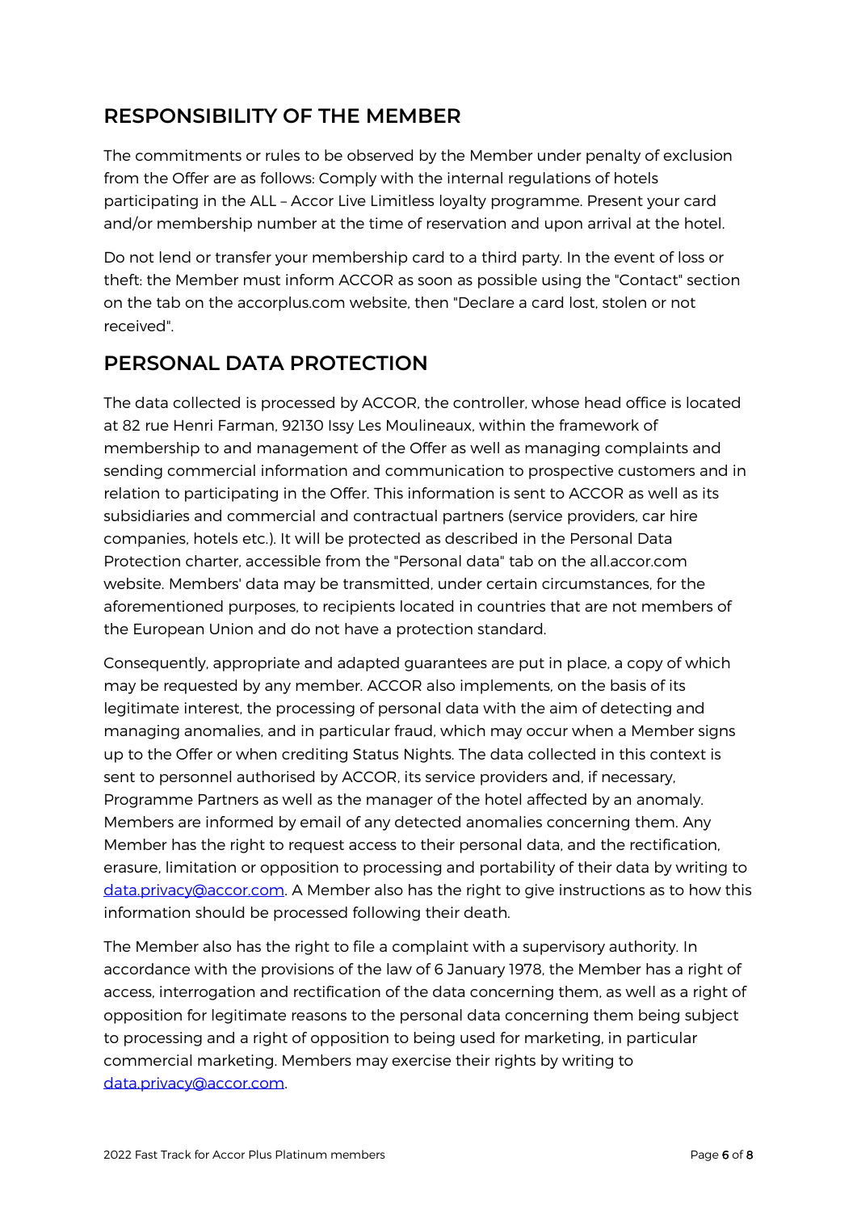## RESPONSIBILITY OF THE MEMBER

The commitments or rules to be observed by the Member under penalty of exclusion from the Offer are as follows: Comply with the internal regulations of hotels participating in the ALL – Accor Live Limitless loyalty programme. Present your card and/or membership number at the time of reservation and upon arrival at the hotel.

Do not lend or transfer your membership card to a third party. In the event of loss or theft: the Member must inform ACCOR as soon as possible using the "Contact" section on the tab on the accorplus.com website, then "Declare a card lost, stolen or not received".

## PERSONAL DATA PROTECTION

The data collected is processed by ACCOR, the controller, whose head office is located at 82 rue Henri Farman, 92130 Issy Les Moulineaux, within the framework of membership to and management of the Offer as well as managing complaints and sending commercial information and communication to prospective customers and in relation to participating in the Offer. This information is sent to ACCOR as well as its subsidiaries and commercial and contractual partners (service providers, car hire companies, hotels etc.). It will be protected as described in the Personal Data Protection charter, accessible from the "Personal data" tab on the all.accor.com website. Members' data may be transmitted, under certain circumstances, for the aforementioned purposes, to recipients located in countries that are not members of the European Union and do not have a protection standard.

Consequently, appropriate and adapted guarantees are put in place, a copy of which may be requested by any member. ACCOR also implements, on the basis of its legitimate interest, the processing of personal data with the aim of detecting and managing anomalies, and in particular fraud, which may occur when a Member signs up to the Offer or when crediting Status Nights. The data collected in this context is sent to personnel authorised by ACCOR, its service providers and, if necessary, Programme Partners as well as the manager of the hotel affected by an anomaly. Members are informed by email of any detected anomalies concerning them. Any Member has the right to request access to their personal data, and the rectification, erasure, limitation or opposition to processing and portability of their data by writing to data.privacy@accor.com. A Member also has the right to give instructions as to how this information should be processed following their death.

The Member also has the right to file a complaint with a supervisory authority. In accordance with the provisions of the law of 6 January 1978, the Member has a right of access, interrogation and rectification of the data concerning them, as well as a right of opposition for legitimate reasons to the personal data concerning them being subject to processing and a right of opposition to being used for marketing, in particular commercial marketing. Members may exercise their rights by writing to data.privacy@accor.com.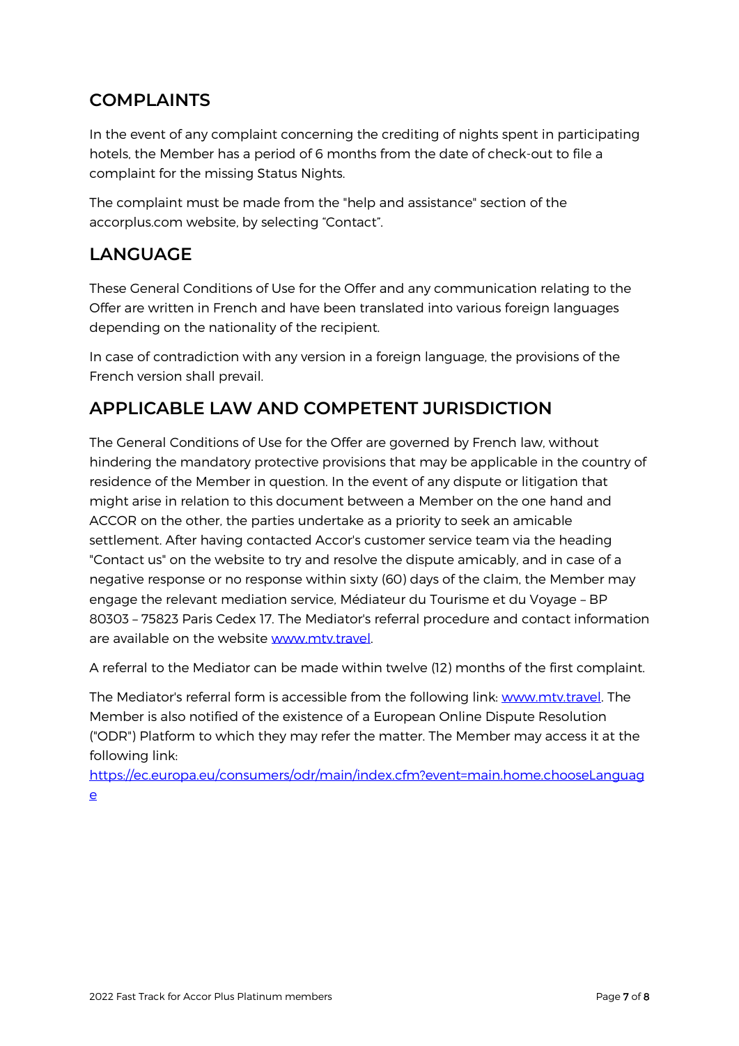## COMPLAINTS

In the event of any complaint concerning the crediting of nights spent in participating hotels, the Member has a period of 6 months from the date of check-out to file a complaint for the missing Status Nights.

The complaint must be made from the "help and assistance" section of the accorplus.com website, by selecting "Contact".

## LANGUAGE

These General Conditions of Use for the Offer and any communication relating to the Offer are written in French and have been translated into various foreign languages depending on the nationality of the recipient.

In case of contradiction with any version in a foreign language, the provisions of the French version shall prevail.

## APPLICABLE LAW AND COMPETENT JURISDICTION

The General Conditions of Use for the Offer are governed by French law, without hindering the mandatory protective provisions that may be applicable in the country of residence of the Member in question. In the event of any dispute or litigation that might arise in relation to this document between a Member on the one hand and ACCOR on the other, the parties undertake as a priority to seek an amicable settlement. After having contacted Accor's customer service team via the heading "Contact us" on the website to try and resolve the dispute amicably, and in case of a negative response or no response within sixty (60) days of the claim, the Member may engage the relevant mediation service, Médiateur du Tourisme et du Voyage – BP 80303 – 75823 Paris Cedex 17. The Mediator's referral procedure and contact information are available on the website [www.mtv.travel](www.mtv.travel).

A referral to the Mediator can be made within twelve (12) months of the first complaint.

The Mediator's referral form is accessible from the following link: [www.mtv.travel](www.mtv.travel). The Member is also notified of the existence of a European Online Dispute Resolution ("ODR") Platform to which they may refer the matter. The Member may access it at the following link: [https://ec.europa.eu/consumers/odr/main/index.cfm?event=main.home.chooseLanguage](https://ec.europa.eu/consumers/odr/main/index.cfm?event=main.home.chooseLanguage)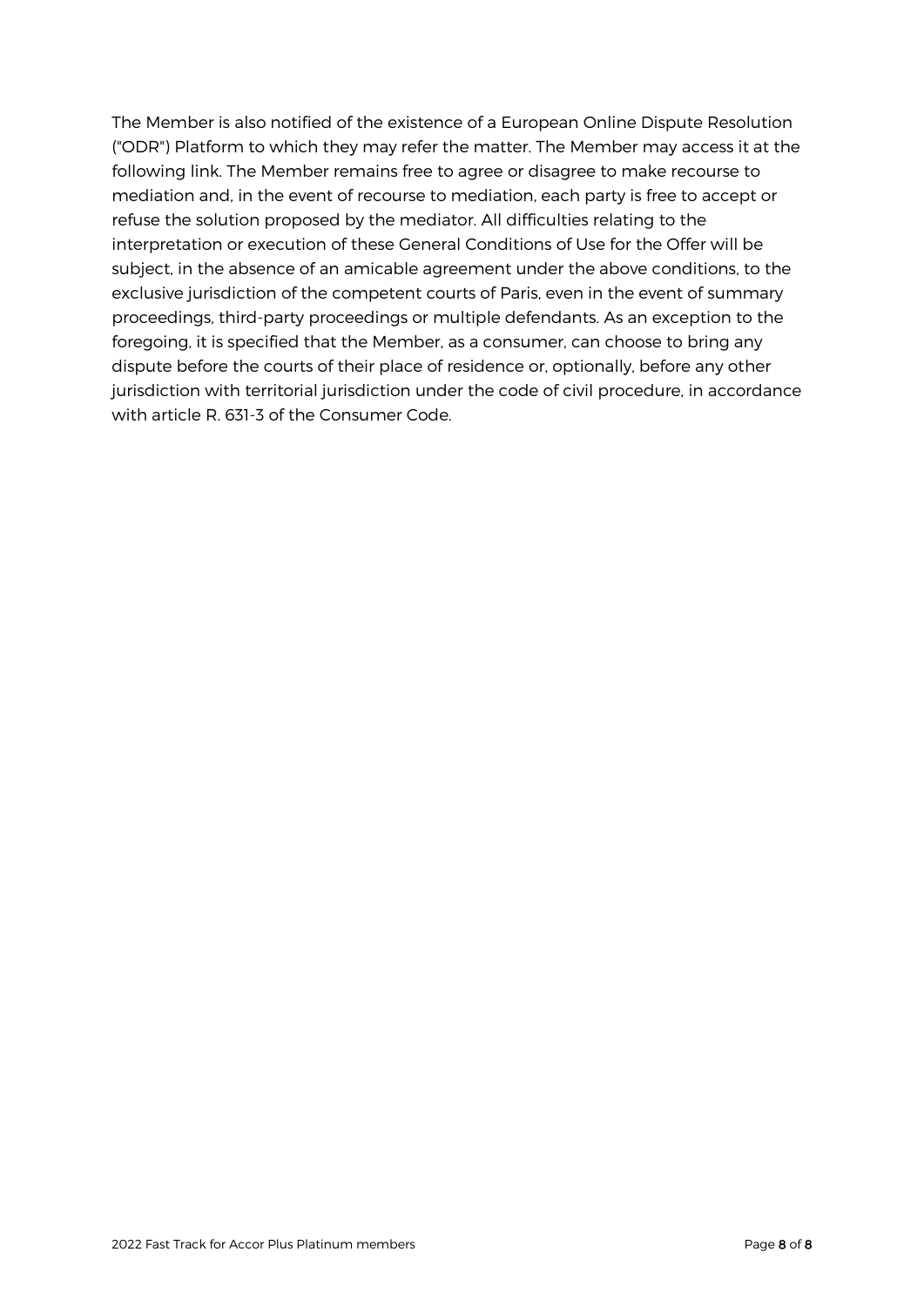The Member is also notified of the existence of a European Online Dispute Resolution ("ODR") Platform to which they may refer the matter. The Member may access it at the following link. The Member remains free to agree or disagree to make recourse to mediation and, in the event of recourse to mediation, each party is free to accept or refuse the solution proposed by the mediator. All difficulties relating to the interpretation or execution of these General Conditions of Use for the Offer will be subject, in the absence of an amicable agreement under the above conditions, to the exclusive jurisdiction of the competent courts of Paris, even in the event of summary proceedings, third-party proceedings or multiple defendants. As an exception to the foregoing, it is specified that the Member, as a consumer, can choose to bring any dispute before the courts of their place of residence or, optionally, before any other jurisdiction with territorial jurisdiction under the code of civil procedure, in accordance with article R. 631-3 of the Consumer Code.